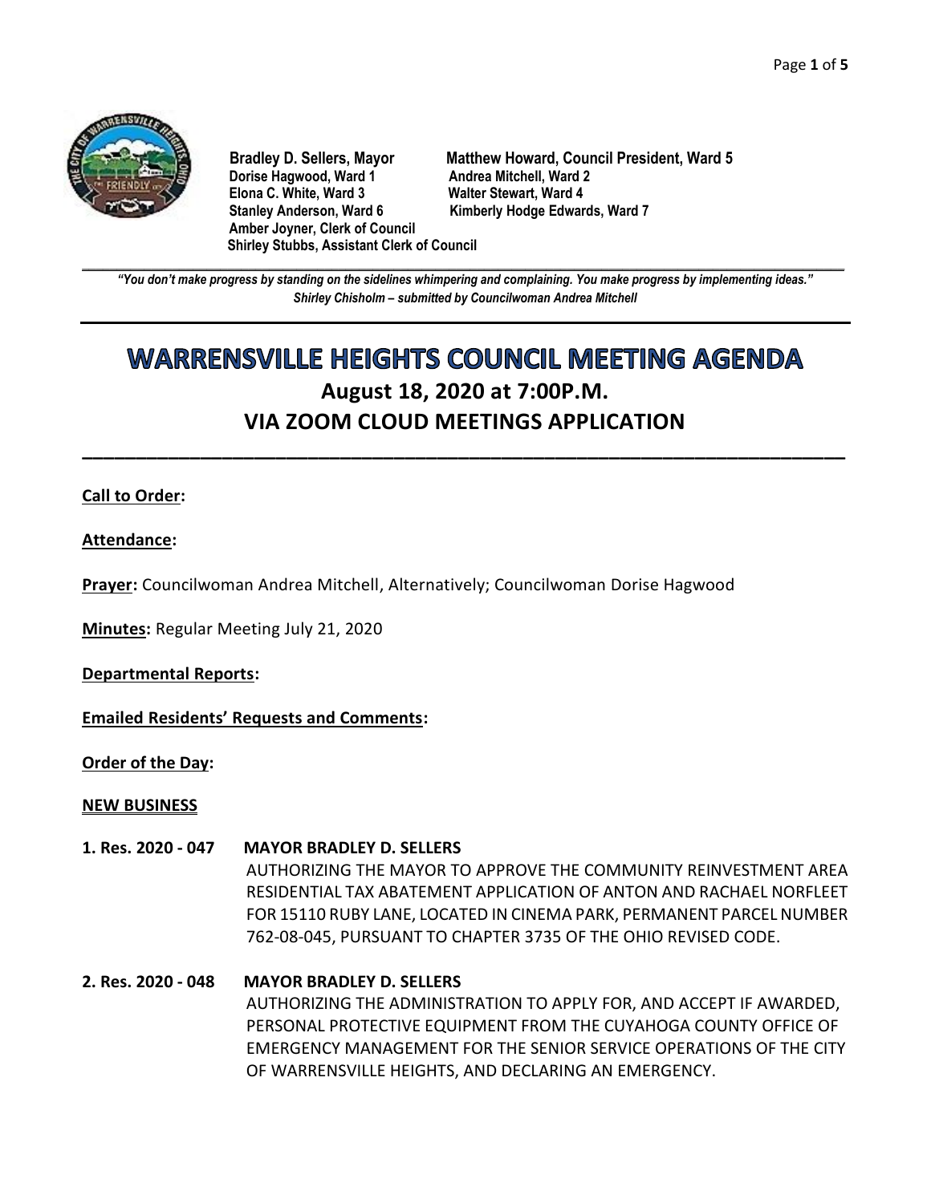**Bradley D. Sellers, Mayor**
**Matthew Howard, Council President, Ward 5**
**Dorise Hagwood, Ward 1**
**Andrea Mitchell, Ward 2**
**Elona C. White, Ward 3**
**Walter Stewart, Ward 4**
**Stanley Anderson, Ward 6**
**Kimberly Hodge Edwards, Ward 7**
**Amber Joyner, Clerk of Council**
**Shirley Stubbs, Assistant Clerk of Council**

---

***"You don't make progress by standing on the sidelines whimpering and complaining. You make progress by implementing ideas."***
***Shirley Chisholm – submitted by Councilwoman Andrea Mitchell***

---

# WARRENSVILLE HEIGHTS COUNCIL MEETING AGENDA

## August 18, 2020 at 7:00P.M.

## VIA ZOOM CLOUD MEETINGS APPLICATION

---

**Call to Order:**

**Attendance:**

**Prayer:** Councilwoman Andrea Mitchell, Alternatively; Councilwoman Dorise Hagwood

**Minutes:** Regular Meeting July 21, 2020

**Departmental Reports:**

**Emailed Residents' Requests and Comments:**

**Order of the Day:**

**NEW BUSINESS**

**1. Res. 2020 - 047 MAYOR BRADLEY D. SELLERS**
AUTHORIZING THE MAYOR TO APPROVE THE COMMUNITY REINVESTMENT AREA RESIDENTIAL TAX ABATEMENT APPLICATION OF ANTON AND RACHAEL NORFLEET FOR 15110 RUBY LANE, LOCATED IN CINEMA PARK, PERMANENT PARCEL NUMBER 762-08-045, PURSUANT TO CHAPTER 3735 OF THE OHIO REVISED CODE.

**2. Res. 2020 - 048 MAYOR BRADLEY D. SELLERS**
AUTHORIZING THE ADMINISTRATION TO APPLY FOR, AND ACCEPT IF AWARDED, PERSONAL PROTECTIVE EQUIPMENT FROM THE CUYAHOGA COUNTY OFFICE OF EMERGENCY MANAGEMENT FOR THE SENIOR SERVICE OPERATIONS OF THE CITY OF WARRENSVILLE HEIGHTS, AND DECLARING AN EMERGENCY.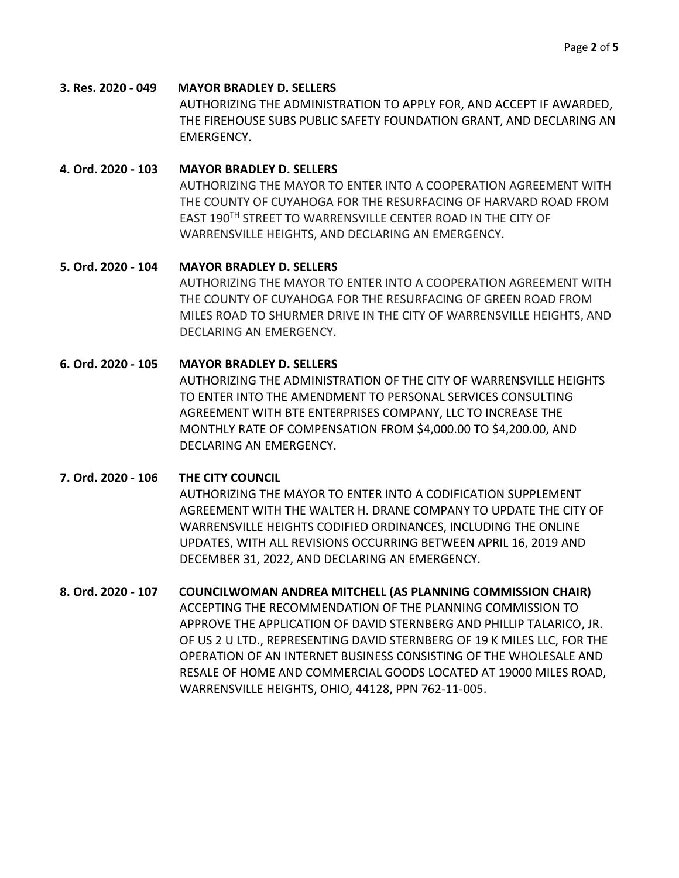**3. Res. 2020 - 049 MAYOR BRADLEY D. SELLERS**

AUTHORIZING THE ADMINISTRATION TO APPLY FOR, AND ACCEPT IF AWARDED, THE FIREHOUSE SUBS PUBLIC SAFETY FOUNDATION GRANT, AND DECLARING AN EMERGENCY.

**4. Ord. 2020 - 103 MAYOR BRADLEY D. SELLERS**

AUTHORIZING THE MAYOR TO ENTER INTO A COOPERATION AGREEMENT WITH THE COUNTY OF CUYAHOGA FOR THE RESURFACING OF HARVARD ROAD FROM EAST 190TH STREET TO WARRENSVILLE CENTER ROAD IN THE CITY OF WARRENSVILLE HEIGHTS, AND DECLARING AN EMERGENCY.

**5. Ord. 2020 - 104 MAYOR BRADLEY D. SELLERS**

AUTHORIZING THE MAYOR TO ENTER INTO A COOPERATION AGREEMENT WITH THE COUNTY OF CUYAHOGA FOR THE RESURFACING OF GREEN ROAD FROM MILES ROAD TO SHURMER DRIVE IN THE CITY OF WARRENSVILLE HEIGHTS, AND DECLARING AN EMERGENCY.

**6. Ord. 2020 - 105 MAYOR BRADLEY D. SELLERS**

AUTHORIZING THE ADMINISTRATION OF THE CITY OF WARRENSVILLE HEIGHTS TO ENTER INTO THE AMENDMENT TO PERSONAL SERVICES CONSULTING AGREEMENT WITH BTE ENTERPRISES COMPANY, LLC TO INCREASE THE MONTHLY RATE OF COMPENSATION FROM $4,000.00 TO $4,200.00, AND DECLARING AN EMERGENCY.

**7. Ord. 2020 - 106 THE CITY COUNCIL**

AUTHORIZING THE MAYOR TO ENTER INTO A CODIFICATION SUPPLEMENT AGREEMENT WITH THE WALTER H. DRANE COMPANY TO UPDATE THE CITY OF WARRENSVILLE HEIGHTS CODIFIED ORDINANCES, INCLUDING THE ONLINE UPDATES, WITH ALL REVISIONS OCCURRING BETWEEN APRIL 16, 2019 AND DECEMBER 31, 2022, AND DECLARING AN EMERGENCY.

**8. Ord. 2020 - 107 COUNCILWOMAN ANDREA MITCHELL (AS PLANNING COMMISSION CHAIR)**

ACCEPTING THE RECOMMENDATION OF THE PLANNING COMMISSION TO APPROVE THE APPLICATION OF DAVID STERNBERG AND PHILLIP TALARICO, JR. OF US 2 U LTD., REPRESENTING DAVID STERNBERG OF 19 K MILES LLC, FOR THE OPERATION OF AN INTERNET BUSINESS CONSISTING OF THE WHOLESALE AND RESALE OF HOME AND COMMERCIAL GOODS LOCATED AT 19000 MILES ROAD, WARRENSVILLE HEIGHTS, OHIO, 44128, PPN 762-11-005.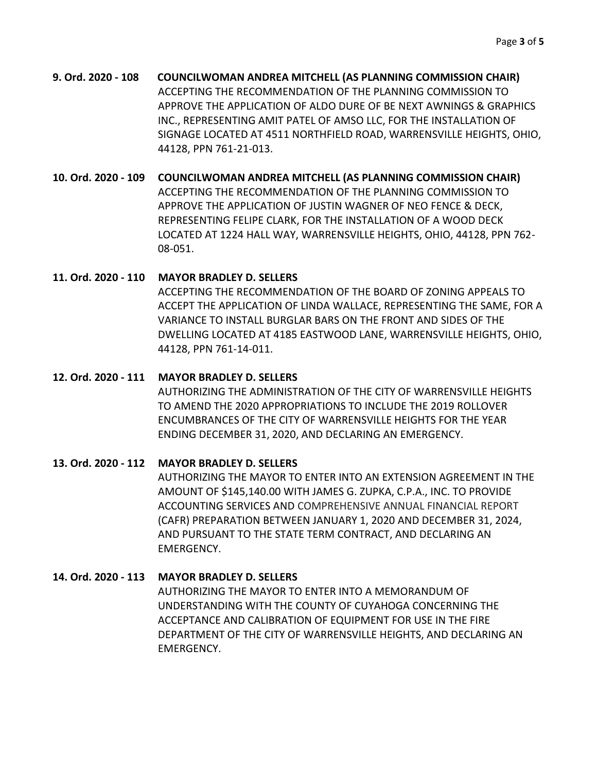**9. Ord. 2020 - 108 COUNCILWOMAN ANDREA MITCHELL (AS PLANNING COMMISSION CHAIR)**
ACCEPTING THE RECOMMENDATION OF THE PLANNING COMMISSION TO APPROVE THE APPLICATION OF ALDO DURE OF BE NEXT AWNINGS & GRAPHICS INC., REPRESENTING AMIT PATEL OF AMSO LLC, FOR THE INSTALLATION OF SIGNAGE LOCATED AT 4511 NORTHFIELD ROAD, WARRENSVILLE HEIGHTS, OHIO, 44128, PPN 761-21-013.

**10. Ord. 2020 - 109 COUNCILWOMAN ANDREA MITCHELL (AS PLANNING COMMISSION CHAIR)**
ACCEPTING THE RECOMMENDATION OF THE PLANNING COMMISSION TO APPROVE THE APPLICATION OF JUSTIN WAGNER OF NEO FENCE & DECK, REPRESENTING FELIPE CLARK, FOR THE INSTALLATION OF A WOOD DECK LOCATED AT 1224 HALL WAY, WARRENSVILLE HEIGHTS, OHIO, 44128, PPN 762-08-051.

**11. Ord. 2020 - 110 MAYOR BRADLEY D. SELLERS**
ACCEPTING THE RECOMMENDATION OF THE BOARD OF ZONING APPEALS TO ACCEPT THE APPLICATION OF LINDA WALLACE, REPRESENTING THE SAME, FOR A VARIANCE TO INSTALL BURGLAR BARS ON THE FRONT AND SIDES OF THE DWELLING LOCATED AT 4185 EASTWOOD LANE, WARRENSVILLE HEIGHTS, OHIO, 44128, PPN 761-14-011.

**12. Ord. 2020 - 111 MAYOR BRADLEY D. SELLERS**
AUTHORIZING THE ADMINISTRATION OF THE CITY OF WARRENSVILLE HEIGHTS TO AMEND THE 2020 APPROPRIATIONS TO INCLUDE THE 2019 ROLLOVER ENCUMBRANCES OF THE CITY OF WARRENSVILLE HEIGHTS FOR THE YEAR ENDING DECEMBER 31, 2020, AND DECLARING AN EMERGENCY.

**13. Ord. 2020 - 112 MAYOR BRADLEY D. SELLERS**
AUTHORIZING THE MAYOR TO ENTER INTO AN EXTENSION AGREEMENT IN THE AMOUNT OF $145,140.00 WITH JAMES G. ZUPKA, C.P.A., INC. TO PROVIDE ACCOUNTING SERVICES AND COMPREHENSIVE ANNUAL FINANCIAL REPORT (CAFR) PREPARATION BETWEEN JANUARY 1, 2020 AND DECEMBER 31, 2024, AND PURSUANT TO THE STATE TERM CONTRACT, AND DECLARING AN EMERGENCY.

**14. Ord. 2020 - 113 MAYOR BRADLEY D. SELLERS**
AUTHORIZING THE MAYOR TO ENTER INTO A MEMORANDUM OF UNDERSTANDING WITH THE COUNTY OF CUYAHOGA CONCERNING THE ACCEPTANCE AND CALIBRATION OF EQUIPMENT FOR USE IN THE FIRE DEPARTMENT OF THE CITY OF WARRENSVILLE HEIGHTS, AND DECLARING AN EMERGENCY.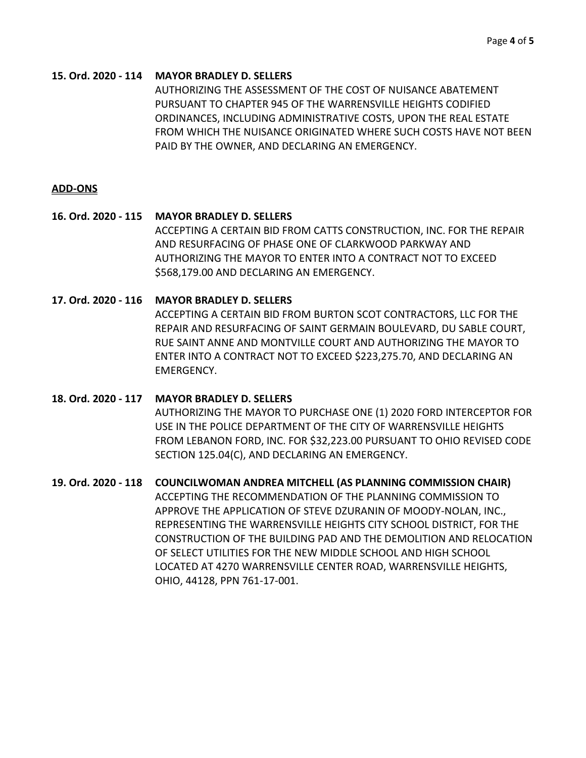**15. Ord. 2020 - 114 MAYOR BRADLEY D. SELLERS**
AUTHORIZING THE ASSESSMENT OF THE COST OF NUISANCE ABATEMENT PURSUANT TO CHAPTER 945 OF THE WARRENSVILLE HEIGHTS CODIFIED ORDINANCES, INCLUDING ADMINISTRATIVE COSTS, UPON THE REAL ESTATE FROM WHICH THE NUISANCE ORIGINATED WHERE SUCH COSTS HAVE NOT BEEN PAID BY THE OWNER, AND DECLARING AN EMERGENCY.

**ADD-ONS**

**16. Ord. 2020 - 115 MAYOR BRADLEY D. SELLERS**
ACCEPTING A CERTAIN BID FROM CATTS CONSTRUCTION, INC. FOR THE REPAIR AND RESURFACING OF PHASE ONE OF CLARKWOOD PARKWAY AND AUTHORIZING THE MAYOR TO ENTER INTO A CONTRACT NOT TO EXCEED $568,179.00 AND DECLARING AN EMERGENCY.

**17. Ord. 2020 - 116 MAYOR BRADLEY D. SELLERS**
ACCEPTING A CERTAIN BID FROM BURTON SCOT CONTRACTORS, LLC FOR THE REPAIR AND RESURFACING OF SAINT GERMAIN BOULEVARD, DU SABLE COURT, RUE SAINT ANNE AND MONTVILLE COURT AND AUTHORIZING THE MAYOR TO ENTER INTO A CONTRACT NOT TO EXCEED $223,275.70, AND DECLARING AN EMERGENCY.

**18. Ord. 2020 - 117 MAYOR BRADLEY D. SELLERS**
AUTHORIZING THE MAYOR TO PURCHASE ONE (1) 2020 FORD INTERCEPTOR FOR USE IN THE POLICE DEPARTMENT OF THE CITY OF WARRENSVILLE HEIGHTS FROM LEBANON FORD, INC. FOR $32,223.00 PURSUANT TO OHIO REVISED CODE SECTION 125.04(C), AND DECLARING AN EMERGENCY.

**19. Ord. 2020 - 118 COUNCILWOMAN ANDREA MITCHELL (AS PLANNING COMMISSION CHAIR)**
ACCEPTING THE RECOMMENDATION OF THE PLANNING COMMISSION TO APPROVE THE APPLICATION OF STEVE DZURANIN OF MOODY-NOLAN, INC., REPRESENTING THE WARRENSVILLE HEIGHTS CITY SCHOOL DISTRICT, FOR THE CONSTRUCTION OF THE BUILDING PAD AND THE DEMOLITION AND RELOCATION OF SELECT UTILITIES FOR THE NEW MIDDLE SCHOOL AND HIGH SCHOOL LOCATED AT 4270 WARRENSVILLE CENTER ROAD, WARRENSVILLE HEIGHTS, OHIO, 44128, PPN 761-17-001.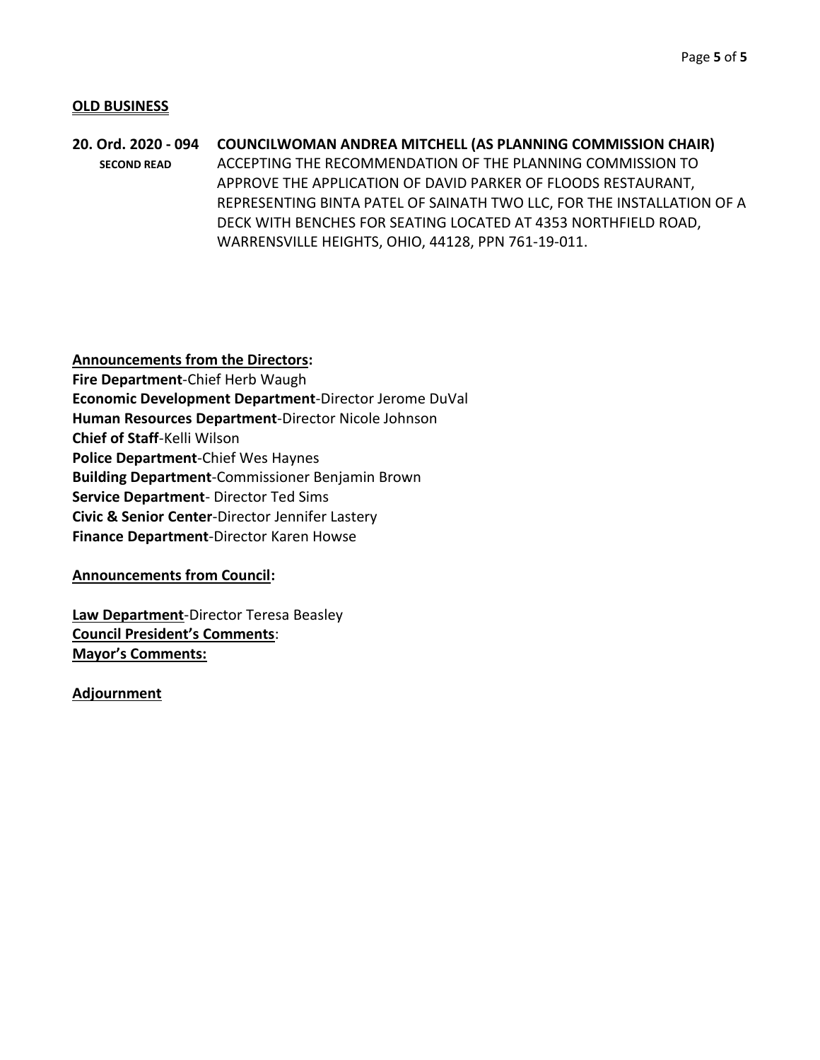**OLD BUSINESS**

**20. Ord. 2020 - 094 COUNCILWOMAN ANDREA MITCHELL (AS PLANNING COMMISSION CHAIR)**
**SECOND READ**
ACCEPTING THE RECOMMENDATION OF THE PLANNING COMMISSION TO APPROVE THE APPLICATION OF DAVID PARKER OF FLOODS RESTAURANT, REPRESENTING BINTA PATEL OF SAINATH TWO LLC, FOR THE INSTALLATION OF A DECK WITH BENCHES FOR SEATING LOCATED AT 4353 NORTHFIELD ROAD, WARRENSVILLE HEIGHTS, OHIO, 44128, PPN 761-19-011.

**Announcements from the Directors:**

**Fire Department**-Chief Herb Waugh
**Economic Development Department**-Director Jerome DuVal
**Human Resources Department**-Director Nicole Johnson
**Chief of Staff**-Kelli Wilson
**Police Department**-Chief Wes Haynes
**Building Department**-Commissioner Benjamin Brown
**Service Department**- Director Ted Sims
**Civic & Senior Center**-Director Jennifer Lastery
**Finance Department**-Director Karen Howse

**Announcements from Council:**

**Law Department**-Director Teresa Beasley
**Council President's Comments**:
**Mayor's Comments:**

**Adjournment**